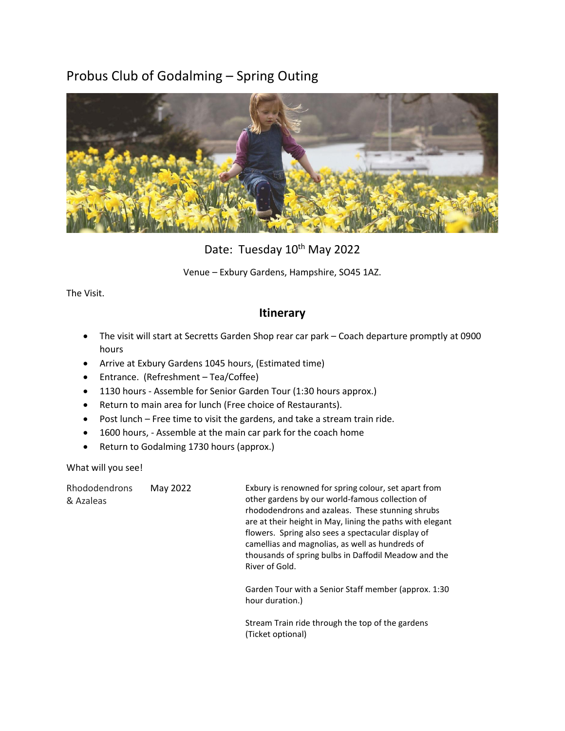# Probus Club of Godalming – Spring Outing

Date: Tuesday 10th May 2022

Venue – Exbury Gardens, Hampshire, SO45 1AZ.

The Visit.

## Itinerary

- The visit will start at Secretts Garden Shop rear car park – Coach departure promptly at 0900 hours
- Arrive at Exbury Gardens 1045 hours, (Estimated time)
- Entrance. (Refreshment – Tea/Coffee)
- 1130 hours - Assemble for Senior Garden Tour (1:30 hours approx.)
- Return to main area for lunch (Free choice of Restaurants).
- Post lunch – Free time to visit the gardens, and take a stream train ride.
- 1600 hours, - Assemble at the main car park for the coach home
- Return to Godalming 1730 hours (approx.)

What will you see!

| | | |
|---|---|---|
| Rhododendrons & Azaleas | May 2022 | Exbury is renowned for spring colour, set apart from other gardens by our world-famous collection of rhododendrons and azaleas. These stunning shrubs are at their height in May, lining the paths with elegant flowers. Spring also sees a spectacular display of camellias and magnolias, as well as hundreds of thousands of spring bulbs in Daffodil Meadow and the River of Gold.<br><br>Garden Tour with a Senior Staff member (approx. 1:30 hour duration.)<br><br>Stream Train ride through the top of the gardens (Ticket optional) |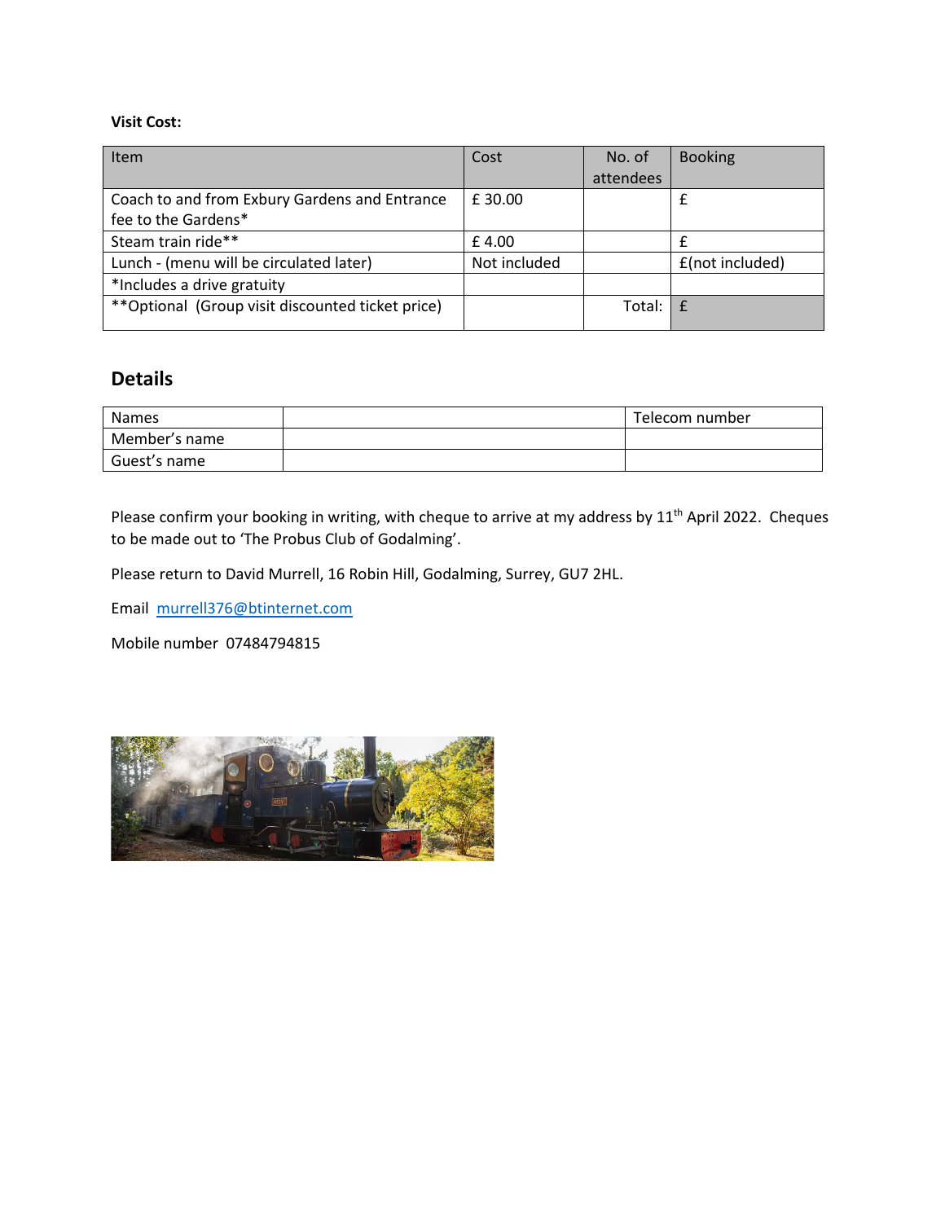**Visit Cost:**

| Item | Cost | No. of attendees | Booking |
|---|---|---|---|
| Coach to and from Exbury Gardens and Entrance fee to the Gardens* | £ 30.00 | | £ |
| Steam train ride** | £ 4.00 | | £ |
| Lunch - (menu will be circulated later) | Not included | | £(not included) |
| *Includes a drive gratuity | | | |
| **Optional (Group visit discounted ticket price) | | Total: | £ |

## Details

| Names | | Telecom number |
|---|---|---|
| Member's name | | |
| Guest's name | | |

Please confirm your booking in writing, with cheque to arrive at my address by 11th April 2022. Cheques to be made out to 'The Probus Club of Godalming'.

Please return to David Murrell, 16 Robin Hill, Godalming, Surrey, GU7 2HL.

Email murrell376@btinternet.com

Mobile number 07484794815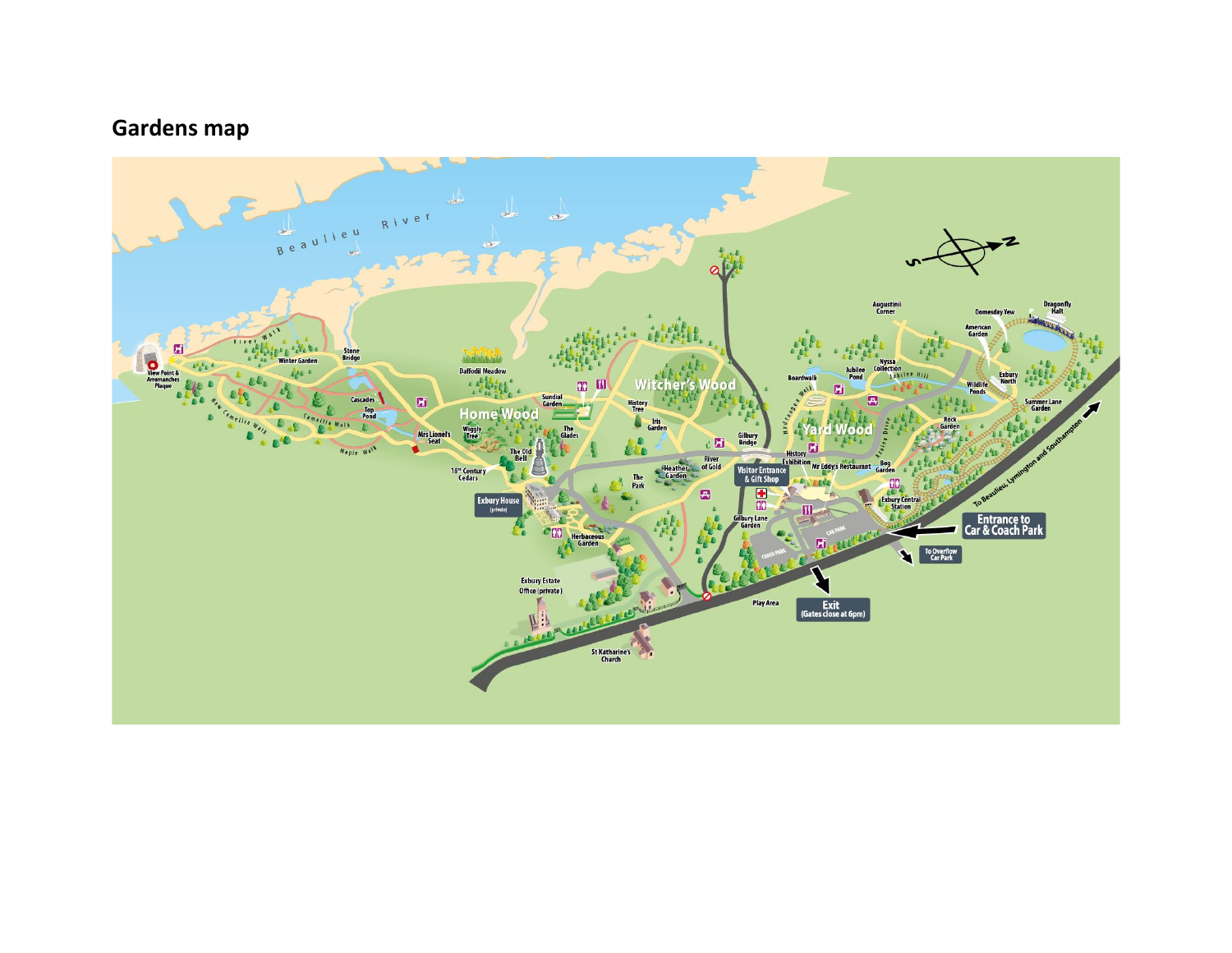## Gardens map